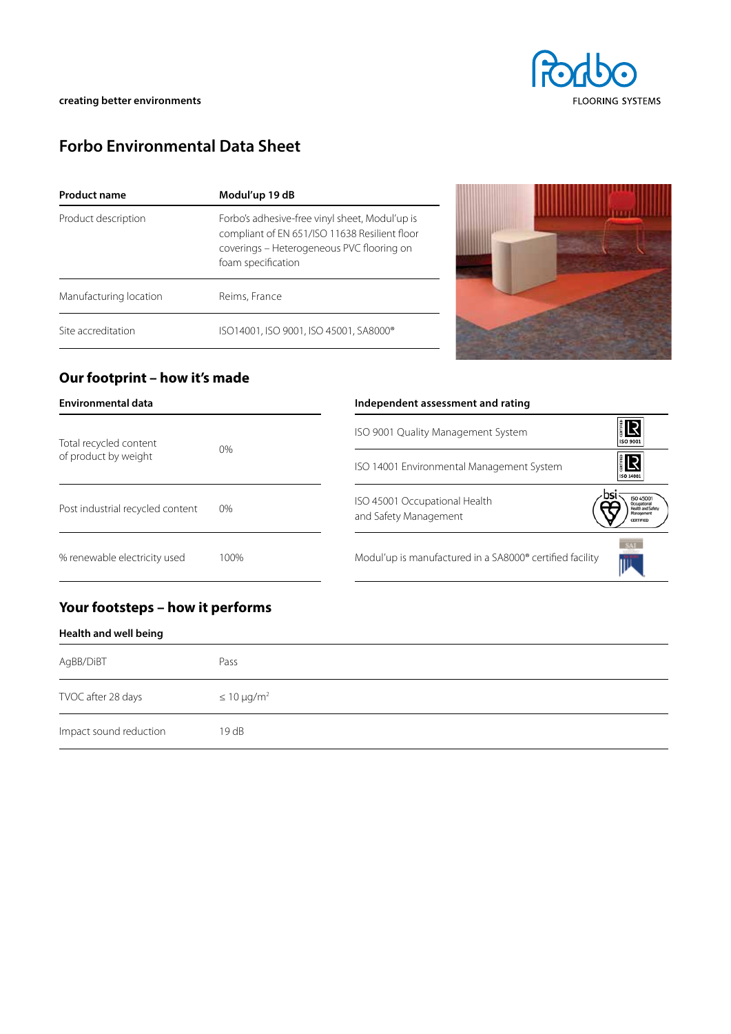creating better environments

FLOORING SYSTEMS

# Forbo Environmental Data Sheet

| Product name | Modul'up 19 dB |
| --- | --- |
| Product description | Forbo's adhesive-free vinyl sheet, Modul'up is compliant of EN 651/ISO 11638 Resilient floor coverings – Heterogeneous PVC flooring on foam specification |
| Manufacturing location | Reims, France |
| Site accreditation | ISO14001, ISO 9001, ISO 45001, SA8000® |

## Our footprint – how it's made

| Environmental data | |
| --- | --- |
| Total recycled content of product by weight | 0% |
| Post industrial recycled content | 0% |
| % renewable electricity used | 100% |

| Independent assessment and rating |
| --- |
| ISO 9001 Quality Management System |
| ISO 14001 Environmental Management System |
| ISO 45001 Occupational Health and Safety Management |
| Modul'up is manufactured in a SA8000® certified facility |

## Your footsteps – how it performs

| Health and well being | |
| --- | --- |
| AgBB/DiBT | Pass |
| TVOC after 28 days | ≤ 10 μg/m$^2$ |
| Impact sound reduction | 19 dB |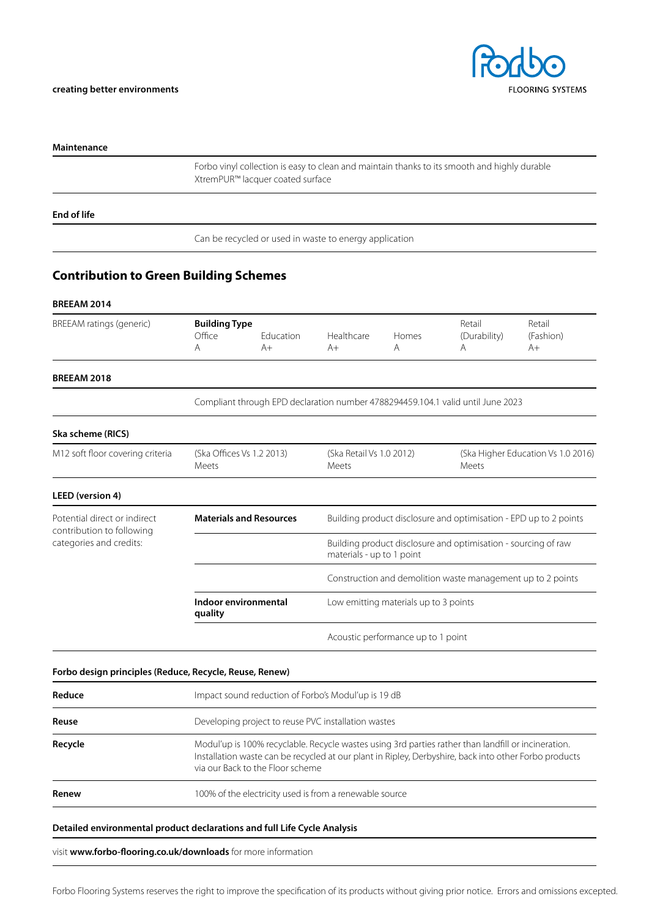**Maintenance**

| | |
|---|---|
| | Forbo vinyl collection is easy to clean and maintain thanks to its smooth and highly durable XtremPUR™ lacquer coated surface |

**End of life**

| | |
|---|---|
| | Can be recycled or used in waste to energy application |

## Contribution to Green Building Schemes

**BREEAM 2014**

| | | | | | | |
|---|---|---|---|---|---|---|
| BREEAM ratings (generic) | **Building Type** Office A | Education A+ | Healthcare A+ | Homes A | Retail (Durability) A | Retail (Fashion) A+ |

**BREEAM 2018**

| | |
|---|---|
| | Compliant through EPD declaration number 4788294459.104.1 valid until June 2023 |

**Ska scheme (RICS)**

| | | | |
|---|---|---|---|
| M12 soft floor covering criteria | (Ska Offices Vs 1.2 2013) Meets | (Ska Retail Vs 1.0 2012) Meets | (Ska Higher Education Vs 1.0 2016) Meets |

**LEED (version 4)**

| | | |
|---|---|---|
| Potential direct or indirect contribution to following categories and credits: | **Materials and Resources** | Building product disclosure and optimisation - EPD up to 2 points |
| | | Building product disclosure and optimisation - sourcing of raw materials - up to 1 point |
| | | Construction and demolition waste management up to 2 points |
| | **Indoor environmental quality** | Low emitting materials up to 3 points |
| | | Acoustic performance up to 1 point |

**Forbo design principles (Reduce, Recycle, Reuse, Renew)**

| | |
|---|---|
| **Reduce** | Impact sound reduction of Forbo's Modul'up is 19 dB |
| **Reuse** | Developing project to reuse PVC installation wastes |
| **Recycle** | Modul'up is 100% recyclable. Recycle wastes using 3rd parties rather than landfill or incineration. Installation waste can be recycled at our plant in Ripley, Derbyshire, back into other Forbo products via our Back to the Floor scheme |
| **Renew** | 100% of the electricity used is from a renewable source |

**Detailed environmental product declarations and full Life Cycle Analysis**

visit **www.forbo-flooring.co.uk/downloads** for more information

Forbo Flooring Systems reserves the right to improve the specification of its products without giving prior notice. Errors and omissions excepted.